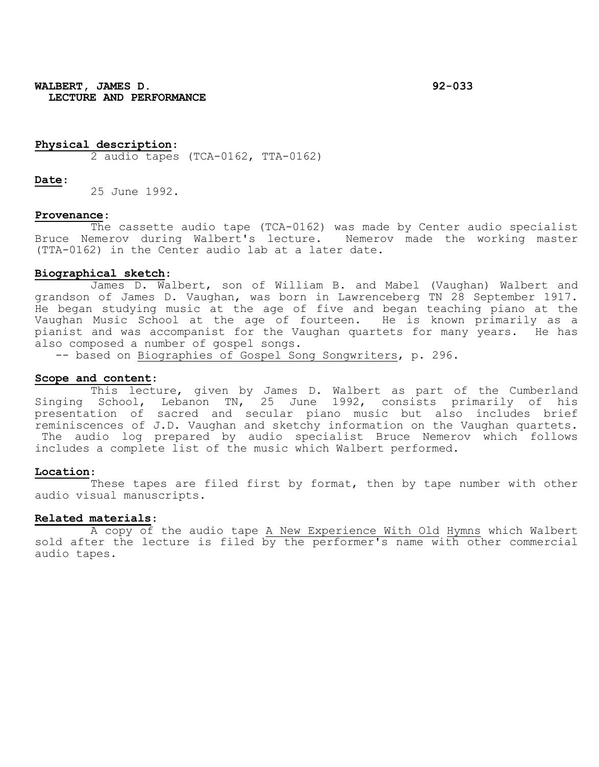**WALBERT, JAMES D.** **92-033**
**LECTURE AND PERFORMANCE**

**Physical description:**
2 audio tapes (TCA-0162, TTA-0162)

**Date:**
25 June 1992.

**Provenance:**
The cassette audio tape (TCA-0162) was made by Center audio specialist Bruce Nemerov during Walbert's lecture. Nemerov made the working master (TTA-0162) in the Center audio lab at a later date.

**Biographical sketch:**
James D. Walbert, son of William B. and Mabel (Vaughan) Walbert and grandson of James D. Vaughan, was born in Lawrenceberg TN 28 September 1917. He began studying music at the age of five and began teaching piano at the Vaughan Music School at the age of fourteen. He is known primarily as a pianist and was accompanist for the Vaughan quartets for many years. He has also composed a number of gospel songs.
-- based on Biographies of Gospel Song Songwriters, p. 296.

**Scope and content:**
This lecture, given by James D. Walbert as part of the Cumberland Singing School, Lebanon TN, 25 June 1992, consists primarily of his presentation of sacred and secular piano music but also includes brief reminiscences of J.D. Vaughan and sketchy information on the Vaughan quartets. The audio log prepared by audio specialist Bruce Nemerov which follows includes a complete list of the music which Walbert performed.

**Location:**
These tapes are filed first by format, then by tape number with other audio visual manuscripts.

**Related materials:**
A copy of the audio tape A New Experience With Old Hymns which Walbert sold after the lecture is filed by the performer's name with other commercial audio tapes.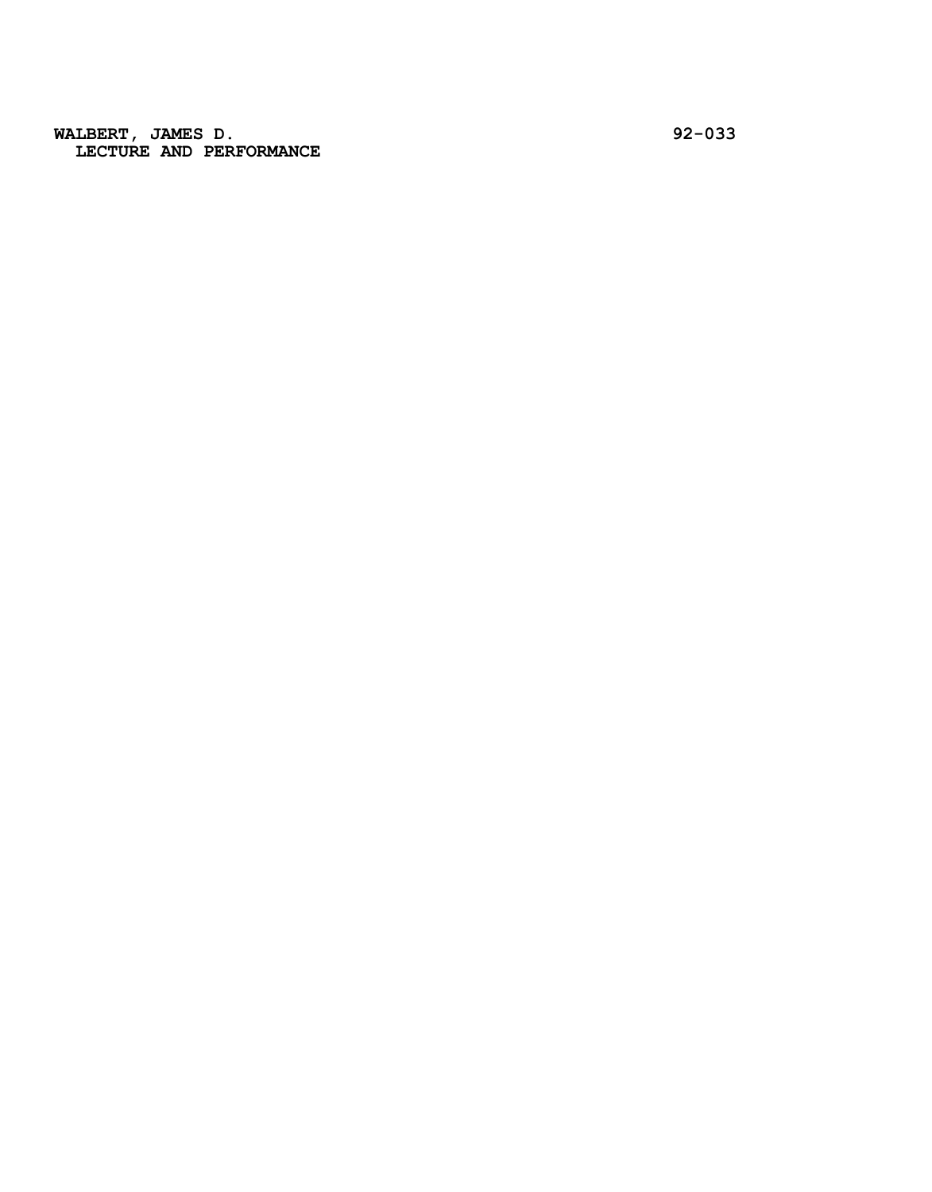**WALBERT, JAMES D.** **92-033**

**LECTURE AND PERFORMANCE**